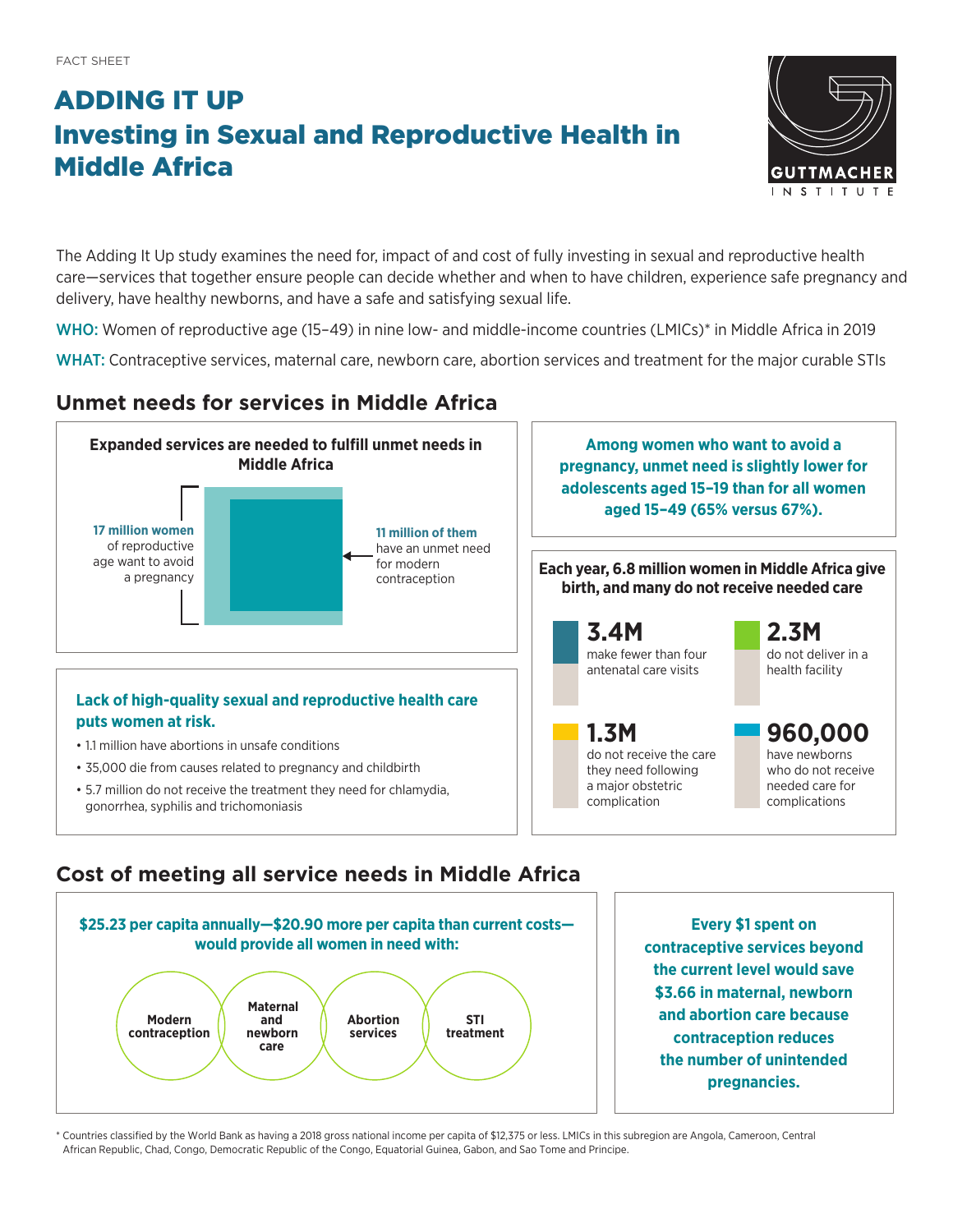FACT SHEET

# ADDING IT UP
# Investing in Sexual and Reproductive Health in Middle Africa

GUTTMACHER INSTITUTE

The Adding It Up study examines the need for, impact of and cost of fully investing in sexual and reproductive health care—services that together ensure people can decide whether and when to have children, experience safe pregnancy and delivery, have healthy newborns, and have a safe and satisfying sexual life.

WHO: Women of reproductive age (15–49) in nine low- and middle-income countries (LMICs)* in Middle Africa in 2019

WHAT: Contraceptive services, maternal care, newborn care, abortion services and treatment for the major curable STIs

## Unmet needs for services in Middle Africa

**Expanded services are needed to fulfill unmet needs in Middle Africa**

**17 million women** of reproductive age want to avoid a pregnancy

**11 million of them** have an unmet need for modern contraception

**Among women who want to avoid a pregnancy, unmet need is slightly lower for adolescents aged 15–19 than for all women aged 15–49 (65% versus 67%).**

**Lack of high-quality sexual and reproductive health care puts women at risk.**

- 1.1 million have abortions in unsafe conditions
- 35,000 die from causes related to pregnancy and childbirth
- 5.7 million do not receive the treatment they need for chlamydia, gonorrhea, syphilis and trichomoniasis

**Each year, 6.8 million women in Middle Africa give birth, and many do not receive needed care**

- **3.4M** make fewer than four antenatal care visits
- **2.3M** do not deliver in a health facility
- **1.3M** do not receive the care they need following a major obstetric complication
- **960,000** have newborns who do not receive needed care for complications

## Cost of meeting all service needs in Middle Africa

**$25.23 per capita annually—$20.90 more per capita than current costs—would provide all women in need with:**

- Modern contraception
- Maternal and newborn care
- Abortion services
- STI treatment

**Every $1 spent on contraceptive services beyond the current level would save $3.66 in maternal, newborn and abortion care because contraception reduces the number of unintended pregnancies.**

\* Countries classified by the World Bank as having a 2018 gross national income per capita of $12,375 or less. LMICs in this subregion are Angola, Cameroon, Central African Republic, Chad, Congo, Democratic Republic of the Congo, Equatorial Guinea, Gabon, and Sao Tome and Principe.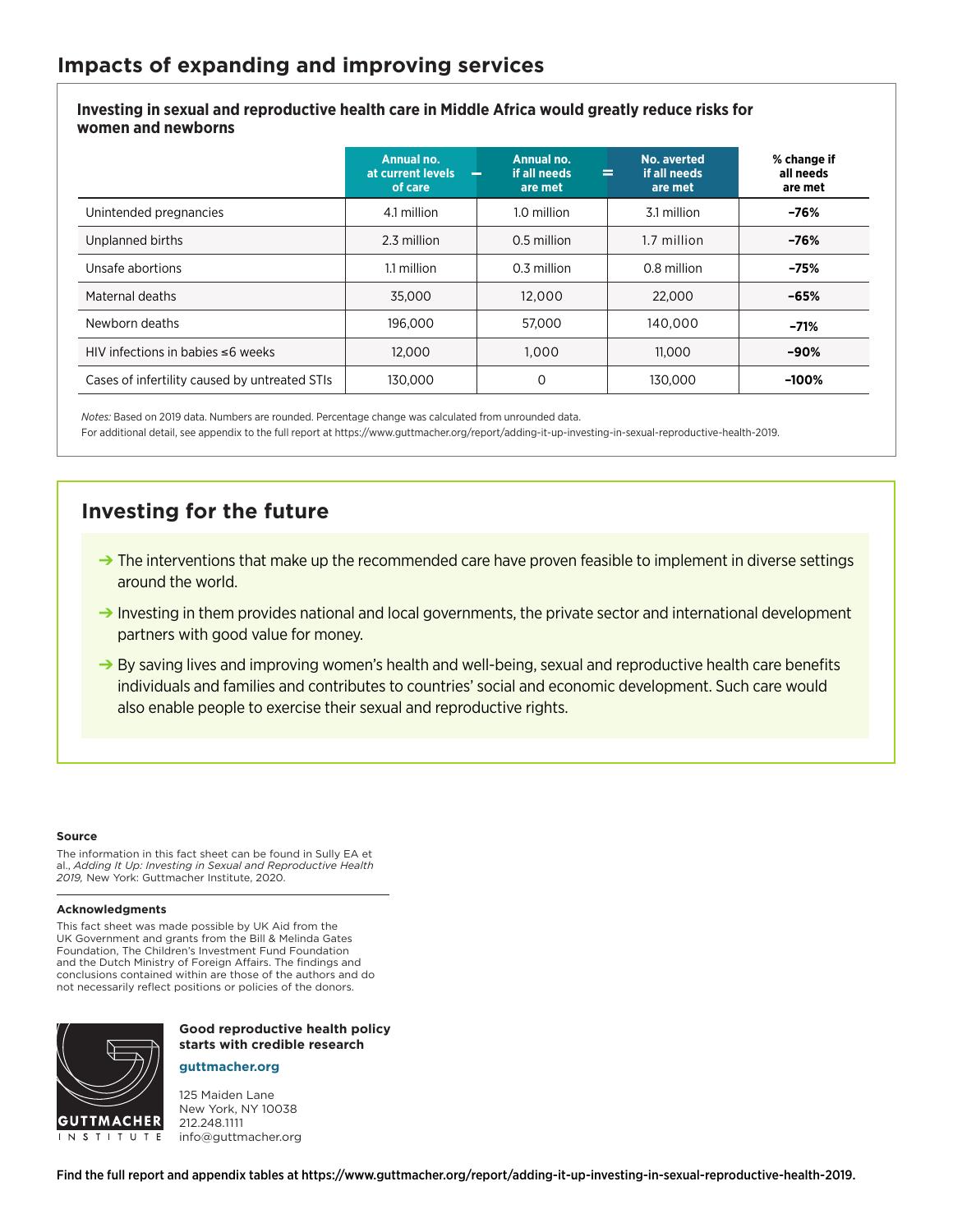## Impacts of expanding and improving services

**Investing in sexual and reproductive health care in Middle Africa would greatly reduce risks for women and newborns**

| | Annual no. at current levels of care | – Annual no. if all needs are met | = No. averted if all needs are met | % change if all needs are met |
|---|---|---|---|---|
| Unintended pregnancies | 4.1 million | 1.0 million | 3.1 million | **–76%** |
| Unplanned births | 2.3 million | 0.5 million | 1.7 million | **–76%** |
| Unsafe abortions | 1.1 million | 0.3 million | 0.8 million | **–75%** |
| Maternal deaths | 35,000 | 12,000 | 22,000 | **–65%** |
| Newborn deaths | 196,000 | 57,000 | 140,000 | **–71%** |
| HIV infections in babies ≤6 weeks | 12,000 | 1,000 | 11,000 | **–90%** |
| Cases of infertility caused by untreated STIs | 130,000 | 0 | 130,000 | **–100%** |

*Notes:* Based on 2019 data. Numbers are rounded. Percentage change was calculated from unrounded data.
For additional detail, see appendix to the full report at https://www.guttmacher.org/report/adding-it-up-investing-in-sexual-reproductive-health-2019.

## Investing for the future

- → The interventions that make up the recommended care have proven feasible to implement in diverse settings around the world.
- → Investing in them provides national and local governments, the private sector and international development partners with good value for money.
- → By saving lives and improving women's health and well-being, sexual and reproductive health care benefits individuals and families and contributes to countries' social and economic development. Such care would also enable people to exercise their sexual and reproductive rights.

**Source**

The information in this fact sheet can be found in Sully EA et al., *Adding It Up: Investing in Sexual and Reproductive Health 2019,* New York: Guttmacher Institute, 2020.

**Acknowledgments**

This fact sheet was made possible by UK Aid from the UK Government and grants from the Bill & Melinda Gates Foundation, The Children's Investment Fund Foundation and the Dutch Ministry of Foreign Affairs. The findings and conclusions contained within are those of the authors and do not necessarily reflect positions or policies of the donors.

GUTTMACHER INSTITUTE

**Good reproductive health policy starts with credible research**

**guttmacher.org**

125 Maiden Lane
New York, NY 10038
212.248.1111
info@guttmacher.org

Find the full report and appendix tables at https://www.guttmacher.org/report/adding-it-up-investing-in-sexual-reproductive-health-2019.